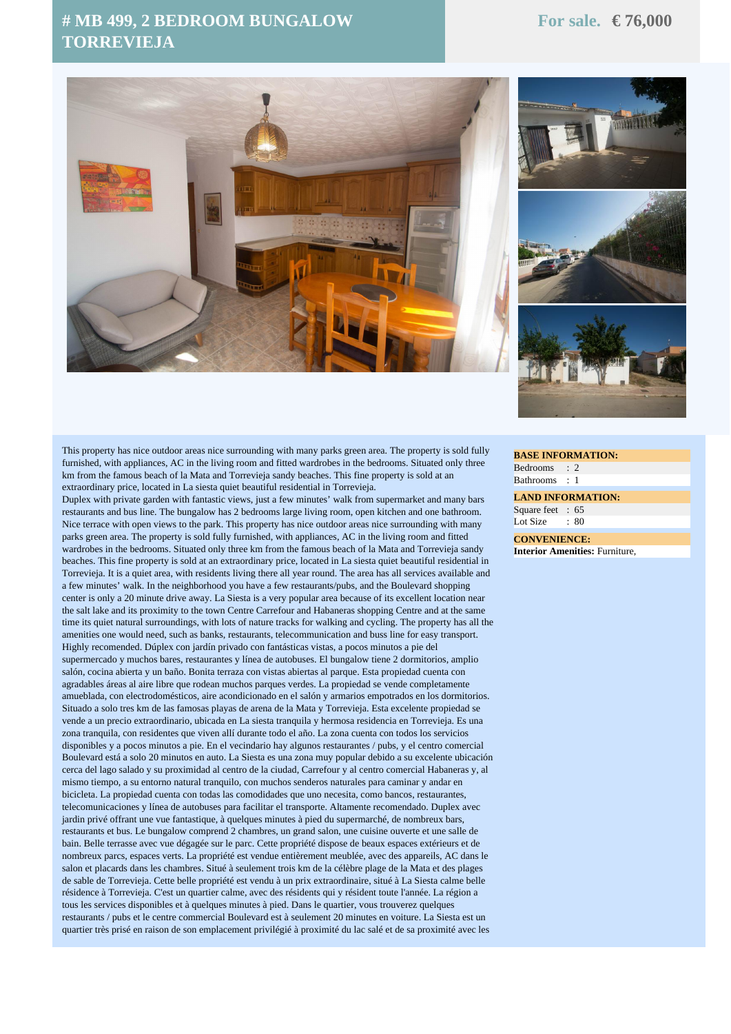# # MB 499, 2 BEDROOM BUNGALOW TORREVIEJA

**For sale. € 76,000**

This property has nice outdoor areas nice surrounding with many parks green area. The property is sold fully furnished, with appliances, AC in the living room and fitted wardrobes in the bedrooms. Situated only three km from the famous beach of la Mata and Torrevieja sandy beaches. This fine property is sold at an extraordinary price, located in La siesta quiet beautiful residential in Torrevieja.
Duplex with private garden with fantastic views, just a few minutes' walk from supermarket and many bars restaurants and bus line. The bungalow has 2 bedrooms large living room, open kitchen and one bathroom. Nice terrace with open views to the park. This property has nice outdoor areas nice surrounding with many parks green area. The property is sold fully furnished, with appliances, AC in the living room and fitted wardrobes in the bedrooms. Situated only three km from the famous beach of la Mata and Torrevieja sandy beaches. This fine property is sold at an extraordinary price, located in La siesta quiet beautiful residential in Torrevieja. It is a quiet area, with residents living there all year round. The area has all services available and a few minutes' walk. In the neighborhood you have a few restaurants/pubs, and the Boulevard shopping center is only a 20 minute drive away. La Siesta is a very popular area because of its excellent location near the salt lake and its proximity to the town Centre Carrefour and Habaneras shopping Centre and at the same time its quiet natural surroundings, with lots of nature tracks for walking and cycling. The property has all the amenities one would need, such as banks, restaurants, telecommunication and buss line for easy transport. Highly recomended. Dúplex con jardín privado con fantásticas vistas, a pocos minutos a pie del supermercado y muchos bares, restaurantes y línea de autobuses. El bungalow tiene 2 dormitorios, amplio salón, cocina abierta y un baño. Bonita terraza con vistas abiertas al parque. Esta propiedad cuenta con agradables áreas al aire libre que rodean muchos parques verdes. La propiedad se vende completamente amueblada, con electrodomésticos, aire acondicionado en el salón y armarios empotrados en los dormitorios. Situado a solo tres km de las famosas playas de arena de la Mata y Torrevieja. Esta excelente propiedad se vende a un precio extraordinario, ubicada en La siesta tranquila y hermosa residencia en Torrevieja. Es una zona tranquila, con residentes que viven allí durante todo el año. La zona cuenta con todos los servicios disponibles y a pocos minutos a pie. En el vecindario hay algunos restaurantes / pubs, y el centro comercial Boulevard está a solo 20 minutos en auto. La Siesta es una zona muy popular debido a su excelente ubicación cerca del lago salado y su proximidad al centro de la ciudad, Carrefour y al centro comercial Habaneras y, al mismo tiempo, a su entorno natural tranquilo, con muchos senderos naturales para caminar y andar en bicicleta. La propiedad cuenta con todas las comodidades que uno necesita, como bancos, restaurantes, telecomunicaciones y línea de autobuses para facilitar el transporte. Altamente recomendado. Duplex avec jardin privé offrant une vue fantastique, à quelques minutes à pied du supermarché, de nombreux bars, restaurants et bus. Le bungalow comprend 2 chambres, un grand salon, une cuisine ouverte et une salle de bain. Belle terrasse avec vue dégagée sur le parc. Cette propriété dispose de beaux espaces extérieurs et de nombreux parcs, espaces verts. La propriété est vendue entièrement meublée, avec des appareils, AC dans le salon et placards dans les chambres. Situé à seulement trois km de la célèbre plage de la Mata et des plages de sable de Torrevieja. Cette belle propriété est vendu à un prix extraordinaire, situé à La Siesta calme belle résidence à Torrevieja. C'est un quartier calme, avec des résidents qui y résident toute l'année. La région a tous les services disponibles et à quelques minutes à pied. Dans le quartier, vous trouverez quelques restaurants / pubs et le centre commercial Boulevard est à seulement 20 minutes en voiture. La Siesta est un quartier très prisé en raison de son emplacement privilégié à proximité du lac salé et de sa proximité avec les

**BASE INFORMATION:**

| | |
|---|---|
| Bedrooms | : 2 |
| Bathrooms | : 1 |

**LAND INFORMATION:**

| | |
|---|---|
| Square feet | : 65 |
| Lot Size | : 80 |

**CONVENIENCE:**

**Interior Amenities:** Furniture,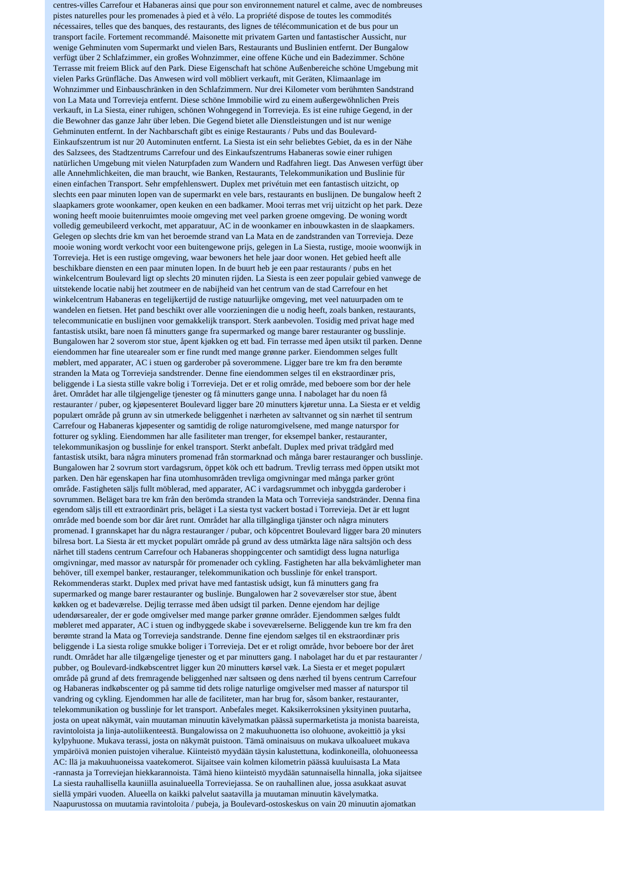centres-villes Carrefour et Habaneras ainsi que pour son environnement naturel et calme, avec de nombreuses pistes naturelles pour les promenades à pied et à vélo. La propriété dispose de toutes les commodités nécessaires, telles que des banques, des restaurants, des lignes de télécommunication et de bus pour un transport facile. Fortement recommandé. Maisonette mit privatem Garten und fantastischer Aussicht, nur wenige Gehminuten vom Supermarkt und vielen Bars, Restaurants und Buslinien entfernt. Der Bungalow verfügt über 2 Schlafzimmer, ein großes Wohnzimmer, eine offene Küche und ein Badezimmer. Schöne Terrasse mit freiem Blick auf den Park. Diese Eigenschaft hat schöne Außenbereiche schöne Umgebung mit vielen Parks Grünfläche. Das Anwesen wird voll möbliert verkauft, mit Geräten, Klimaanlage im Wohnzimmer und Einbauschränken in den Schlafzimmern. Nur drei Kilometer vom berühmten Sandstrand von La Mata und Torrevieja entfernt. Diese schöne Immobilie wird zu einem außergewöhnlichen Preis verkauft, in La Siesta, einer ruhigen, schönen Wohngegend in Torrevieja. Es ist eine ruhige Gegend, in der die Bewohner das ganze Jahr über leben. Die Gegend bietet alle Dienstleistungen und ist nur wenige Gehminuten entfernt. In der Nachbarschaft gibt es einige Restaurants / Pubs und das Boulevard-Einkaufszentrum ist nur 20 Autominuten entfernt. La Siesta ist ein sehr beliebtes Gebiet, da es in der Nähe des Salzsees, des Stadtzentrums Carrefour und des Einkaufszentrums Habaneras sowie einer ruhigen natürlichen Umgebung mit vielen Naturpfaden zum Wandern und Radfahren liegt. Das Anwesen verfügt über alle Annehmlichkeiten, die man braucht, wie Banken, Restaurants, Telekommunikation und Buslinie für einen einfachen Transport. Sehr empfehlenswert. Duplex met privétuin met een fantastisch uitzicht, op slechts een paar minuten lopen van de supermarkt en vele bars, restaurants en buslijnen. De bungalow heeft 2 slaapkamers grote woonkamer, open keuken en een badkamer. Mooi terras met vrij uitzicht op het park. Deze woning heeft mooie buitenruimtes mooie omgeving met veel parken groene omgeving. De woning wordt volledig gemeubileerd verkocht, met apparatuur, AC in de woonkamer en inbouwkasten in de slaapkamers. Gelegen op slechts drie km van het beroemde strand van La Mata en de zandstranden van Torrevieja. Deze mooie woning wordt verkocht voor een buitengewone prijs, gelegen in La Siesta, rustige, mooie woonwijk in Torrevieja. Het is een rustige omgeving, waar bewoners het hele jaar door wonen. Het gebied heeft alle beschikbare diensten en een paar minuten lopen. In de buurt heb je een paar restaurants / pubs en het winkelcentrum Boulevard ligt op slechts 20 minuten rijden. La Siesta is een zeer populair gebied vanwege de uitstekende locatie nabij het zoutmeer en de nabijheid van het centrum van de stad Carrefour en het winkelcentrum Habaneras en tegelijkertijd de rustige natuurlijke omgeving, met veel natuurpaden om te wandelen en fietsen. Het pand beschikt over alle voorzieningen die u nodig heeft, zoals banken, restaurants, telecommunicatie en buslijnen voor gemakkelijk transport. Sterk aanbevolen. Tosidig med privat hage med fantastisk utsikt, bare noen få minutters gange fra supermarked og mange barer restauranter og busslinje. Bungalowen har 2 soverom stor stue, åpent kjøkken og et bad. Fin terrasse med åpen utsikt til parken. Denne eiendommen har fine utearealer som er fine rundt med mange grønne parker. Eiendommen selges fullt møblert, med apparater, AC i stuen og garderober på soverommene. Ligger bare tre km fra den berømte stranden la Mata og Torrevieja sandstrender. Denne fine eiendommen selges til en ekstraordinær pris, beliggende i La siesta stille vakre bolig i Torrevieja. Det er et rolig område, med beboere som bor der hele året. Området har alle tilgjengelige tjenester og få minutters gange unna. I nabolaget har du noen få restauranter / puber, og kjøpesenteret Boulevard ligger bare 20 minutters kjøretur unna. La Siesta er et veldig populært område på grunn av sin utmerkede beliggenhet i nærheten av saltvannet og sin nærhet til sentrum Carrefour og Habaneras kjøpesenter og samtidig de rolige naturomgivelsene, med mange naturspor for fotturer og sykling. Eiendommen har alle fasiliteter man trenger, for eksempel banker, restauranter, telekommunikasjon og busslinje for enkel transport. Sterkt anbefalt. Duplex med privat trädgård med fantastisk utsikt, bara några minuters promenad från stormarknad och många barer restauranger och busslinje. Bungalowen har 2 sovrum stort vardagsrum, öppet kök och ett badrum. Trevlig terrass med öppen utsikt mot parken. Den här egenskapen har fina utomhusområden trevliga omgivningar med många parker grönt område. Fastigheten säljs fullt möblerad, med apparater, AC i vardagsrummet och inbyggda garderober i sovrummen. Beläget bara tre km från den berömda stranden la Mata och Torrevieja sandstränder. Denna fina egendom säljs till ett extraordinärt pris, beläget i La siesta tyst vackert bostad i Torrevieja. Det är ett lugnt område med boende som bor där året runt. Området har alla tillgängliga tjänster och några minuters promenad. I grannskapet har du några restauranger / pubar, och köpcentret Boulevard ligger bara 20 minuters bilresa bort. La Siesta är ett mycket populärt område på grund av dess utmärkta läge nära saltsjön och dess närhet till stadens centrum Carrefour och Habaneras shoppingcenter och samtidigt dess lugna naturliga omgivningar, med massor av naturspår för promenader och cykling. Fastigheten har alla bekvämligheter man behöver, till exempel banker, restauranger, telekommunikation och busslinje för enkel transport. Rekommenderas starkt. Duplex med privat have med fantastisk udsigt, kun få minutters gang fra supermarked og mange barer restauranter og buslinje. Bungalowen har 2 soveværelser stor stue, åbent køkken og et badeværelse. Dejlig terrasse med åben udsigt til parken. Denne ejendom har dejlige udendørsarealer, der er gode omgivelser med mange parker grønne områder. Ejendommen sælges fuldt møbleret med apparater, AC i stuen og indbyggede skabe i soveværelserne. Beliggende kun tre km fra den berømte strand la Mata og Torrevieja sandstrande. Denne fine ejendom sælges til en ekstraordinær pris beliggende i La siesta rolige smukke boliger i Torrevieja. Det er et roligt område, hvor beboere bor der året rundt. Området har alle tilgængelige tjenester og et par minutters gang. I nabolaget har du et par restauranter / pubber, og Boulevard-indkøbscentret ligger kun 20 minutters kørsel væk. La Siesta er et meget populært område på grund af dets fremragende beliggenhed nær saltsøen og dens nærhed til byens centrum Carrefour og Habaneras indkøbscenter og på samme tid dets rolige naturlige omgivelser med masser af naturspor til vandring og cykling. Ejendommen har alle de faciliteter, man har brug for, såsom banker, restauranter, telekommunikation og busslinje for let transport. Anbefales meget. Kaksikerroksinen yksityinen puutarha, josta on upeat näkymät, vain muutaman minuutin kävelymatkan päässä supermarketista ja monista baareista, ravintoloista ja linja-autoliikenteestä. Bungalowissa on 2 makuuhuonetta iso olohuone, avokeittiö ja yksi kylpyhuone. Mukava terassi, josta on näkymät puistoon. Tämä ominaisuus on mukava ulkoalueet mukava ympäröivä monien puistojen viheralue. Kiinteistö myydään täysin kalustettuna, kodinkoneilla, olohuoneessa AC: llä ja makuuhuoneissa vaatekomerot. Sijaitsee vain kolmen kilometrin päässä kuuluisasta La Mata -rannasta ja Torreviejan hiekkarannoista. Tämä hieno kiinteistö myydään satunnaisella hinnalla, joka sijaitsee La siesta rauhallisella kauniilla asuinalueella Torreviejassa. Se on rauhallinen alue, jossa asukkaat asuvat siellä ympäri vuoden. Alueella on kaikki palvelut saatavilla ja muutaman minuutin kävelymatka. Naapurustossa on muutamia ravintoloita / pubeja, ja Boulevard-ostoskeskus on vain 20 minuutin ajomatkan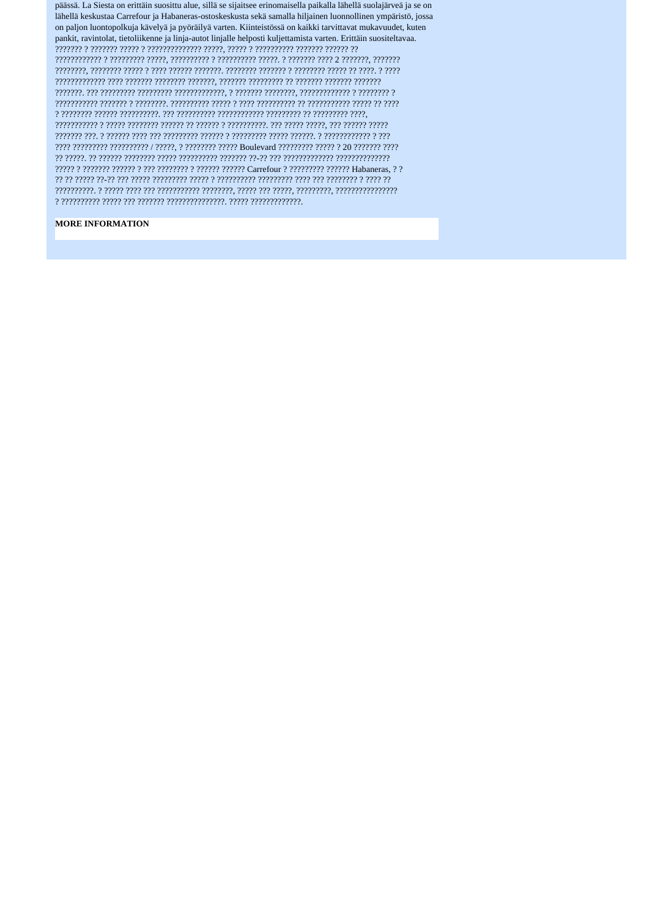päässä. La Siesta on erittäin suosittu alue, sillä se sijaitsee erinomaisella paikalla lähellä suolajärveä ja se on lähellä keskustaa Carrefour ja Habaneras-ostoskeskusta sekä samalla hiljainen luonnollinen ympäristö, jossa on paljon luontopolkuja kävelyä ja pyöräilyä varten. Kiinteistössä on kaikki tarvittavat mukavuudet, kuten pankit, ravintolat, tietoliikenne ja linja-autot linjalle helposti kuljettamista varten. Erittäin suositeltavaa.
??????? ? ??????? ????? ? ?????????????? ?????, ????? ? ?????????? ??????? ?????? ?? ???????????? ? ????????? ?????, ?????????? ? ?????????? ?????. ? ??????? ???? 2 ???????, ??????? ????????, ???????? ????? ? ???? ?????? ???????. ???????? ??????? ? ???????? ????? ?? ????. ? ???? ????????????? ???? ??????? ???????? ???????, ??????? ????????? ?? ??????? ??????? ??????? ???????. ??? ????????? ????????? ?????????????, ? ??????? ????????, ????????????? ? ???????? ? ??????????? ??????? ? ????????. ?????????? ????? ? ???? ?????????? ?? ??????????? ????? ?? ???? ? ???????? ?????? ??????????. ??? ?????????? ??????????? ????????? ?? ????????? ????, ??????????? ? ????? ???????? ?????? ?? ?????? ? ??????????. ??? ????? ?????, ??? ?????? ????? ??????? ???. ? ?????? ???? ??? ????????? ?????? ? ????????? ????? ??????. ? ???????????? ? ??? ???? ????????? ?????????? / ?????, ? ???????? ????? Boulevard ????????? ????? ? 20 ??????? ???? ?? ?????. ?? ?????? ???????? ????? ?????????? ??????? ??-?? ??? ????????????? ?????????????? ????? ? ??????? ?????? ? ??? ???????? ? ?????? ?????? Carrefour ? ????????? ?????? Habaneras, ? ? ?? ?? ????? ??-?? ??? ????? ????????? ????? ? ?????????? ????????? ???? ??? ???????? ? ???? ?? ??????????. ? ????? ???? ??? ??????????? ????????, ????? ??? ?????, ?????????, ???????????????? ? ?????????? ????? ??? ??????? ???????????????. ????? ?????????????.

**MORE INFORMATION**